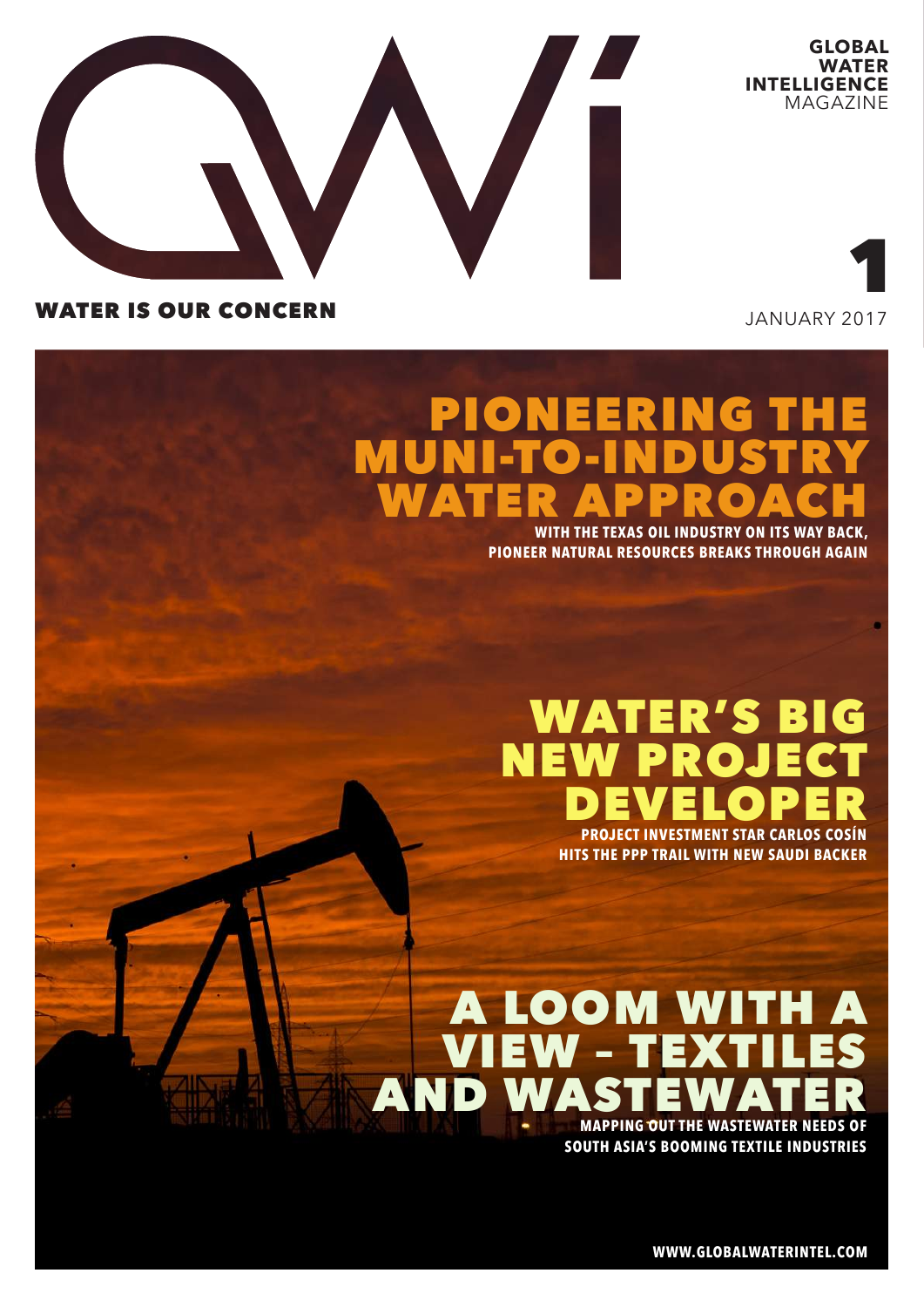# GWI

**GLOBAL WATER INTELLIGENCE** MAGAZINE

**WATER IS OUR CONCERN**

**1**

JANUARY 2017

## PIONEERING THE MUNI-TO-INDUSTRY WATER APPROACH

**WITH THE TEXAS OIL INDUSTRY ON ITS WAY BACK, PIONEER NATURAL RESOURCES BREAKS THROUGH AGAIN**

## WATER'S BIG NEW PROJECT DEVELOPER

**PROJECT INVESTMENT STAR CARLOS COSÍN HITS THE PPP TRAIL WITH NEW SAUDI BACKER**

## A LOOM WITH A VIEW – TEXTILES AND WASTEWATER

**MAPPING OUT THE WASTEWATER NEEDS OF SOUTH ASIA'S BOOMING TEXTILE INDUSTRIES**

**WWW.GLOBALWATERINTEL.COM**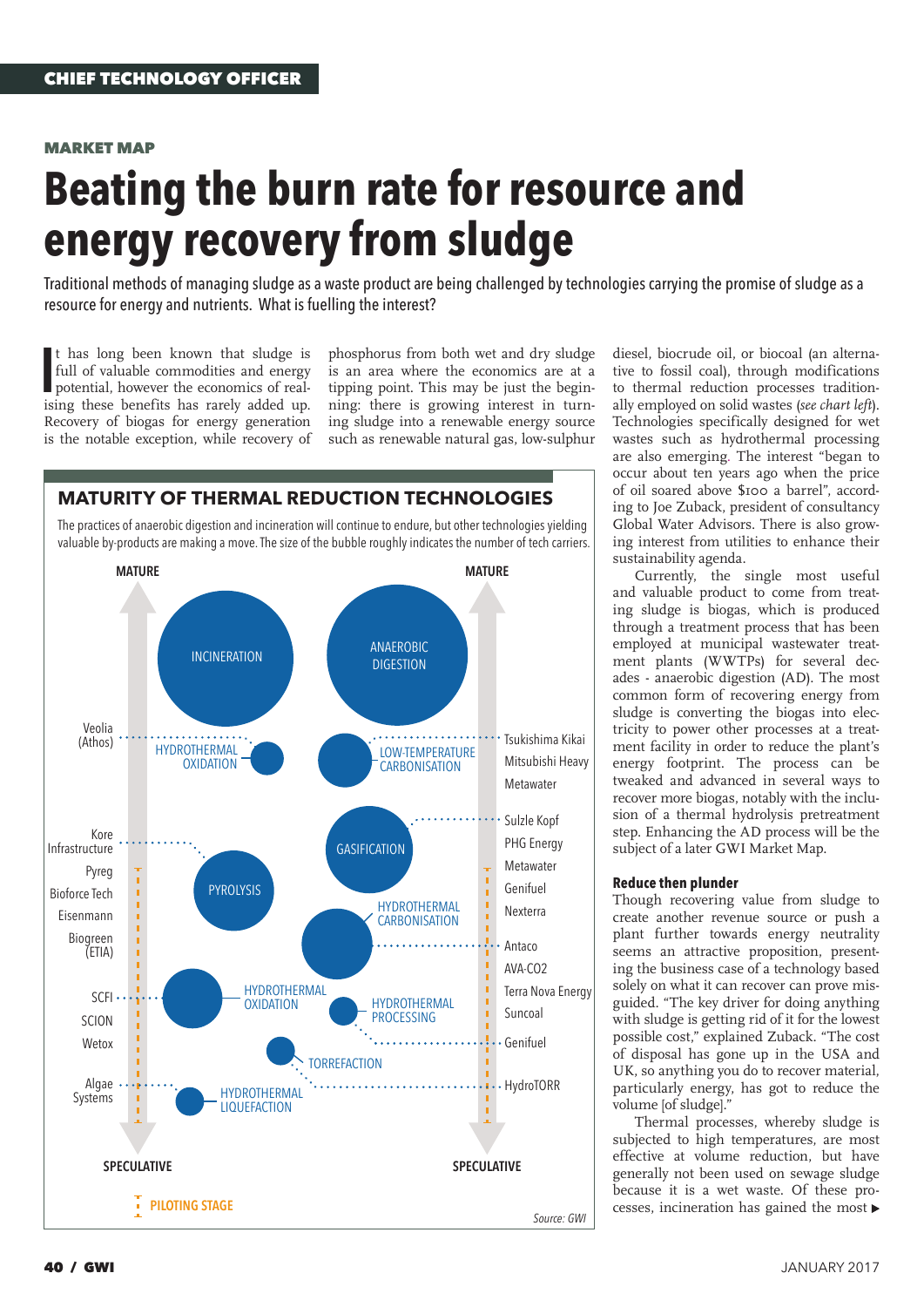MARKET MAP

# Beating the burn rate for resource and energy recovery from sludge

Traditional methods of managing sludge as a waste product are being challenged by technologies carrying the promise of sludge as a resource for energy and nutrients. What is fuelling the interest?

It has long been known that sludge is full of valuable commodities and energy potential, however the economics of realising these benefits has rarely added up. Recovery of biogas for energy generation is the notable exception, while recovery of phosphorus from both wet and dry sludge is an area where the economics are at a tipping point. This may be just the beginning: there is growing interest in turning sludge into a renewable energy source such as renewable natural gas, low-sulphur diesel, biocrude oil, or biocoal (an alternative to fossil coal), through modifications to thermal reduction processes traditionally employed on solid wastes (*see chart left*). Technologies specifically designed for wet wastes such as hydrothermal processing are also emerging. The interest "began to occur about ten years ago when the price of oil soared above $100 a barrel", according to Joe Zuback, president of consultancy Global Water Advisors. There is also growing interest from utilities to enhance their sustainability agenda.

Currently, the single most useful and valuable product to come from treating sludge is biogas, which is produced through a treatment process that has been employed at municipal wastewater treatment plants (WWTPs) for several decades - anaerobic digestion (AD). The most common form of recovering energy from sludge is converting the biogas into electricity to power other processes at a treatment facility in order to reduce the plant's energy footprint. The process can be tweaked and advanced in several ways to recover more biogas, notably with the inclusion of a thermal hydrolysis pretreatment step. Enhancing the AD process will be the subject of a later GWI Market Map.

## MATURITY OF THERMAL REDUCTION TECHNOLOGIES

The practices of anaerobic digestion and incineration will continue to endure, but other technologies yielding valuable by-products are making a move. The size of the bubble roughly indicates the number of tech carriers.

MATURE — MATURE

INCINERATION — ANAEROBIC DIGESTION

Veolia (Athos) — HYDROTHERMAL OXIDATION

LOW-TEMPERATURE CARBONISATION — Tsukishima Kikai, Mitsubishi Heavy, Metawater

GASIFICATION — Sulzle Kopf, PHG Energy, Metawater, Genifuel, Nexterra

Kore Infrastructure, Pyreg, Bioforce Tech, Eisenmann, Biogreen (ETIA) — PYROLYSIS

HYDROTHERMAL CARBONISATION — Antaco, AVA-CO2, Terra Nova Energy, Suncoal

SCFI, SCION, Wetox — HYDROTHERMAL OXIDATION

HYDROTHERMAL PROCESSING — Genifuel

TORREFACTION — HydroTORR

Algae Systems — HYDROTHERMAL LIQUEFACTION

SPECULATIVE — SPECULATIVE

PILOTING STAGE

Source: GWI

### Reduce then plunder

Though recovering value from sludge to create another revenue source or push a plant further towards energy neutrality seems an attractive proposition, presenting the business case of a technology based solely on what it can recover can prove misguided. "The key driver for doing anything with sludge is getting rid of it for the lowest possible cost," explained Zuback. "The cost of disposal has gone up in the USA and UK, so anything you do to recover material, particularly energy, has got to reduce the volume [of sludge]."

Thermal processes, whereby sludge is subjected to high temperatures, are most effective at volume reduction, but have generally not been used on sewage sludge because it is a wet waste. Of these processes, incineration has gained the most ▶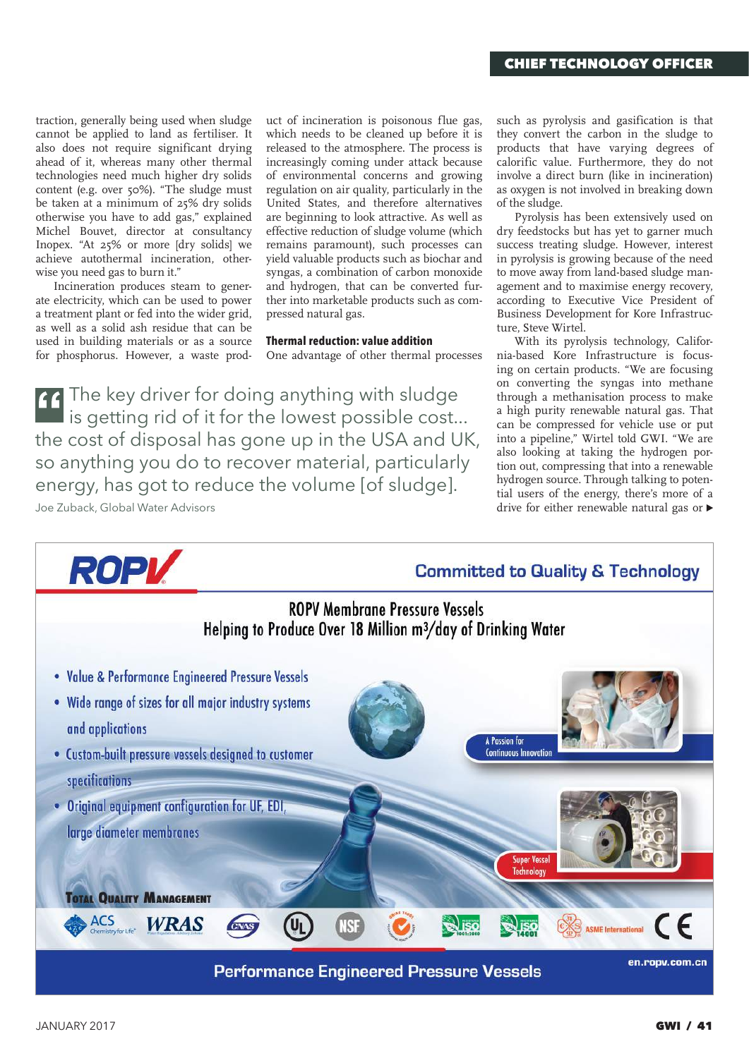traction, generally being used when sludge cannot be applied to land as fertiliser. It also does not require significant drying ahead of it, whereas many other thermal technologies need much higher dry solids content (e.g. over 50%). "The sludge must be taken at a minimum of 25% dry solids otherwise you have to add gas," explained Michel Bouvet, director at consultancy Inopex. "At 25% or more [dry solids] we achieve autothermal incineration, otherwise you need gas to burn it."

Incineration produces steam to generate electricity, which can be used to power a treatment plant or fed into the wider grid, as well as a solid ash residue that can be used in building materials or as a source for phosphorus. However, a waste product of incineration is poisonous flue gas, which needs to be cleaned up before it is released to the atmosphere. The process is increasingly coming under attack because of environmental concerns and growing regulation on air quality, particularly in the United States, and therefore alternatives are beginning to look attractive. As well as effective reduction of sludge volume (which remains paramount), such processes can yield valuable products such as biochar and syngas, a combination of carbon monoxide and hydrogen, that can be converted further into marketable products such as compressed natural gas.

**Thermal reduction: value addition**

One advantage of other thermal processes such as pyrolysis and gasification is that they convert the carbon in the sludge to products that have varying degrees of calorific value. Furthermore, they do not involve a direct burn (like in incineration) as oxygen is not involved in breaking down of the sludge.

Pyrolysis has been extensively used on dry feedstocks but has yet to garner much success treating sludge. However, interest in pyrolysis is growing because of the need to move away from land-based sludge management and to maximise energy recovery, according to Executive Vice President of Business Development for Kore Infrastructure, Steve Wirtel.

With its pyrolysis technology, California-based Kore Infrastructure is focusing on certain products. "We are focusing on converting the syngas into methane through a methanisation process to make a high purity renewable natural gas. That can be compressed for vehicle use or put into a pipeline," Wirtel told GWI. "We are also looking at taking the hydrogen portion out, compressing that into a renewable hydrogen source. Through talking to potential users of the energy, there's more of a drive for either renewable natural gas or ▶

> "The key driver for doing anything with sludge is getting rid of it for the lowest possible cost... the cost of disposal has gone up in the USA and UK, so anything you do to recover material, particularly energy, has got to reduce the volume [of sludge].
>
> Joe Zuback, Global Water Advisors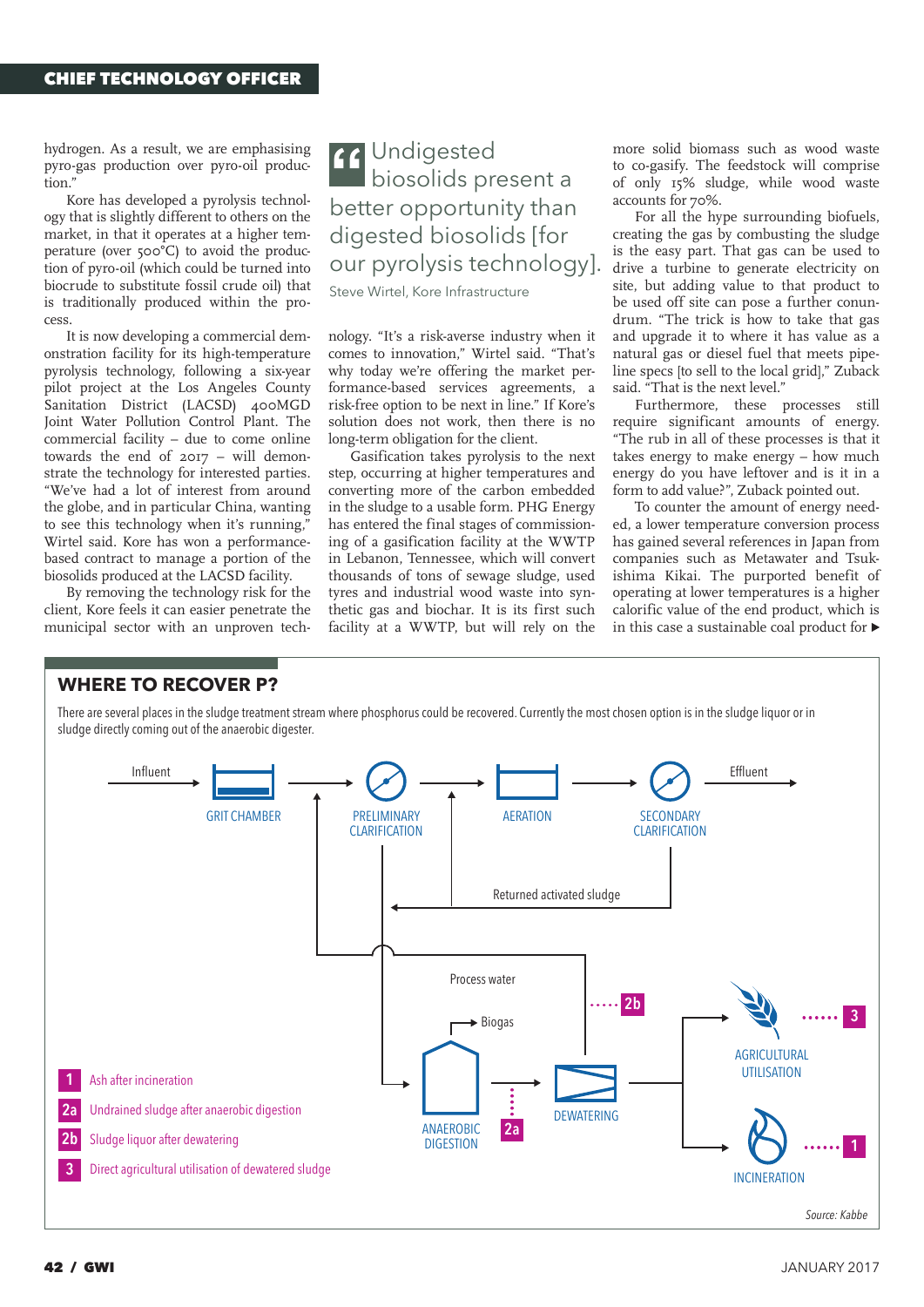hydrogen. As a result, we are emphasising pyro-gas production over pyro-oil production."

Kore has developed a pyrolysis technology that is slightly different to others on the market, in that it operates at a higher temperature (over 500°C) to avoid the production of pyro-oil (which could be turned into biocrude to substitute fossil crude oil) that is traditionally produced within the process.

It is now developing a commercial demonstration facility for its high-temperature pyrolysis technology, following a six-year pilot project at the Los Angeles County Sanitation District (LACSD) 400MGD Joint Water Pollution Control Plant. The commercial facility – due to come online towards the end of 2017 – will demonstrate the technology for interested parties. "We've had a lot of interest from around the globe, and in particular China, wanting to see this technology when it's running," Wirtel said. Kore has won a performance-based contract to manage a portion of the biosolids produced at the LACSD facility.

By removing the technology risk for the client, Kore feels it can easier penetrate the municipal sector with an unproven technology. "It's a risk-averse industry when it comes to innovation," Wirtel said. "That's why today we're offering the market performance-based services agreements, a risk-free option to be next in line." If Kore's solution does not work, then there is no long-term obligation for the client.

> Undigested biosolids present a better opportunity than digested biosolids [for our pyrolysis technology].
>
> Steve Wirtel, Kore Infrastructure

Gasification takes pyrolysis to the next step, occurring at higher temperatures and converting more of the carbon embedded in the sludge to a usable form. PHG Energy has entered the final stages of commissioning of a gasification facility at the WWTP in Lebanon, Tennessee, which will convert thousands of tons of sewage sludge, used tyres and industrial wood waste into synthetic gas and biochar. It is its first such facility at a WWTP, but will rely on the more solid biomass such as wood waste to co-gasify. The feedstock will comprise of only 15% sludge, while wood waste accounts for 70%.

For all the hype surrounding biofuels, creating the gas by combusting the sludge is the easy part. That gas can be used to drive a turbine to generate electricity on site, but adding value to that product to be used off site can pose a further conundrum. "The trick is how to take that gas and upgrade it to where it has value as a natural gas or diesel fuel that meets pipeline specs [to sell to the local grid]," Zuback said. "That is the next level."

Furthermore, these processes still require significant amounts of energy. "The rub in all of these processes is that it takes energy to make energy – how much energy do you have leftover and is it in a form to add value?", Zuback pointed out.

To counter the amount of energy needed, a lower temperature conversion process has gained several references in Japan from companies such as Metawater and Tsukishima Kikai. The purported benefit of operating at lower temperatures is a higher calorific value of the end product, which is in this case a sustainable coal product for ▶

## WHERE TO RECOVER P?

There are several places in the sludge treatment stream where phosphorus could be recovered. Currently the most chosen option is in the sludge liquor or in sludge directly coming out of the anaerobic digester.

Influent → GRIT CHAMBER → PRELIMINARY CLARIFICATION → AERATION → SECONDARY CLARIFICATION → Effluent

Returned activated sludge; Process water; Biogas; ANAEROBIC DIGESTION; DEWATERING; AGRICULTURAL UTILISATION; INCINERATION

- **1** Ash after incineration
- **2a** Undrained sludge after anaerobic digestion
- **2b** Sludge liquor after dewatering
- **3** Direct agricultural utilisation of dewatered sludge

*Source: Kabbe*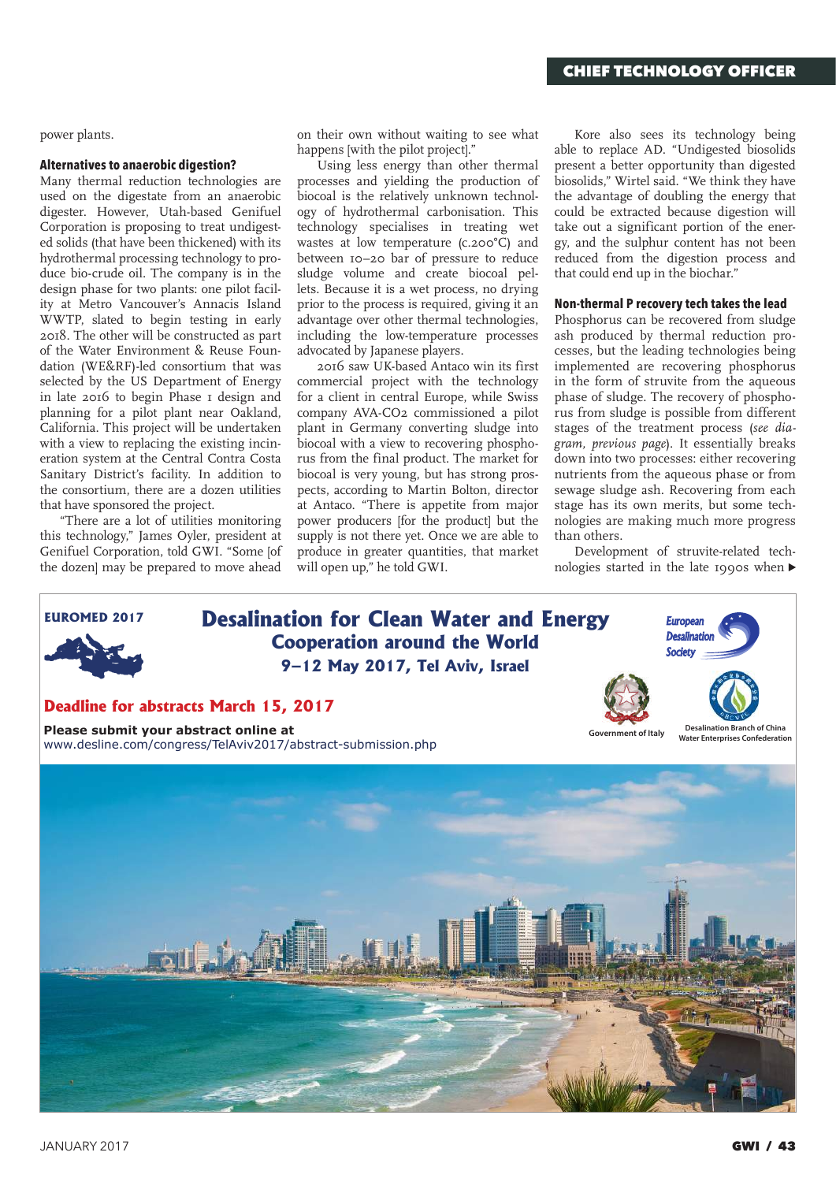power plants.

### Alternatives to anaerobic digestion?

Many thermal reduction technologies are used on the digestate from an anaerobic digester. However, Utah-based Genifuel Corporation is proposing to treat undigested solids (that have been thickened) with its hydrothermal processing technology to produce bio-crude oil. The company is in the design phase for two plants: one pilot facility at Metro Vancouver's Annacis Island WWTP, slated to begin testing in early 2018. The other will be constructed as part of the Water Environment & Reuse Foundation (WE&RF)-led consortium that was selected by the US Department of Energy in late 2016 to begin Phase 1 design and planning for a pilot plant near Oakland, California. This project will be undertaken with a view to replacing the existing incineration system at the Central Contra Costa Sanitary District's facility. In addition to the consortium, there are a dozen utilities that have sponsored the project.

"There are a lot of utilities monitoring this technology," James Oyler, president at Genifuel Corporation, told GWI. "Some [of the dozen] may be prepared to move ahead on their own without waiting to see what happens [with the pilot project]."

Using less energy than other thermal processes and yielding the production of biocoal is the relatively unknown technology of hydrothermal carbonisation. This technology specialises in treating wet wastes at low temperature (c.200°C) and between 10–20 bar of pressure to reduce sludge volume and create biocoal pellets. Because it is a wet process, no drying prior to the process is required, giving it an advantage over other thermal technologies, including the low-temperature processes advocated by Japanese players.

2016 saw UK-based Antaco win its first commercial project with the technology for a client in central Europe, while Swiss company AVA-CO2 commissioned a pilot plant in Germany converting sludge into biocoal with a view to recovering phosphorus from the final product. The market for biocoal is very young, but has strong prospects, according to Martin Bolton, director at Antaco. "There is appetite from major power producers [for the product] but the supply is not there yet. Once we are able to produce in greater quantities, that market will open up," he told GWI.

Kore also sees its technology being able to replace AD. "Undigested biosolids present a better opportunity than digested biosolids," Wirtel said. "We think they have the advantage of doubling the energy that could be extracted because digestion will take out a significant portion of the energy, and the sulphur content has not been reduced from the digestion process and that could end up in the biochar."

### Non-thermal P recovery tech takes the lead

Phosphorus can be recovered from sludge ash produced by thermal reduction processes, but the leading technologies being implemented are recovering phosphorus in the form of struvite from the aqueous phase of sludge. The recovery of phosphorus from sludge is possible from different stages of the treatment process (*see diagram, previous page*). It essentially breaks down into two processes: either recovering nutrients from the aqueous phase or from sewage sludge ash. Recovering from each stage has its own merits, but some technologies are making much more progress than others.

Development of struvite-related technologies started in the late 1990s when ▶

**EUROMED 2017**

**Desalination for Clean Water and Energy**
**Cooperation around the World**
**9–12 May 2017, Tel Aviv, Israel**

European Desalination Society

**Deadline for abstracts March 15, 2017**

**Please submit your abstract online at**
www.desline.com/congress/TelAviv2017/abstract-submission.php

Government of Italy

Desalination Branch of China Water Enterprises Confederation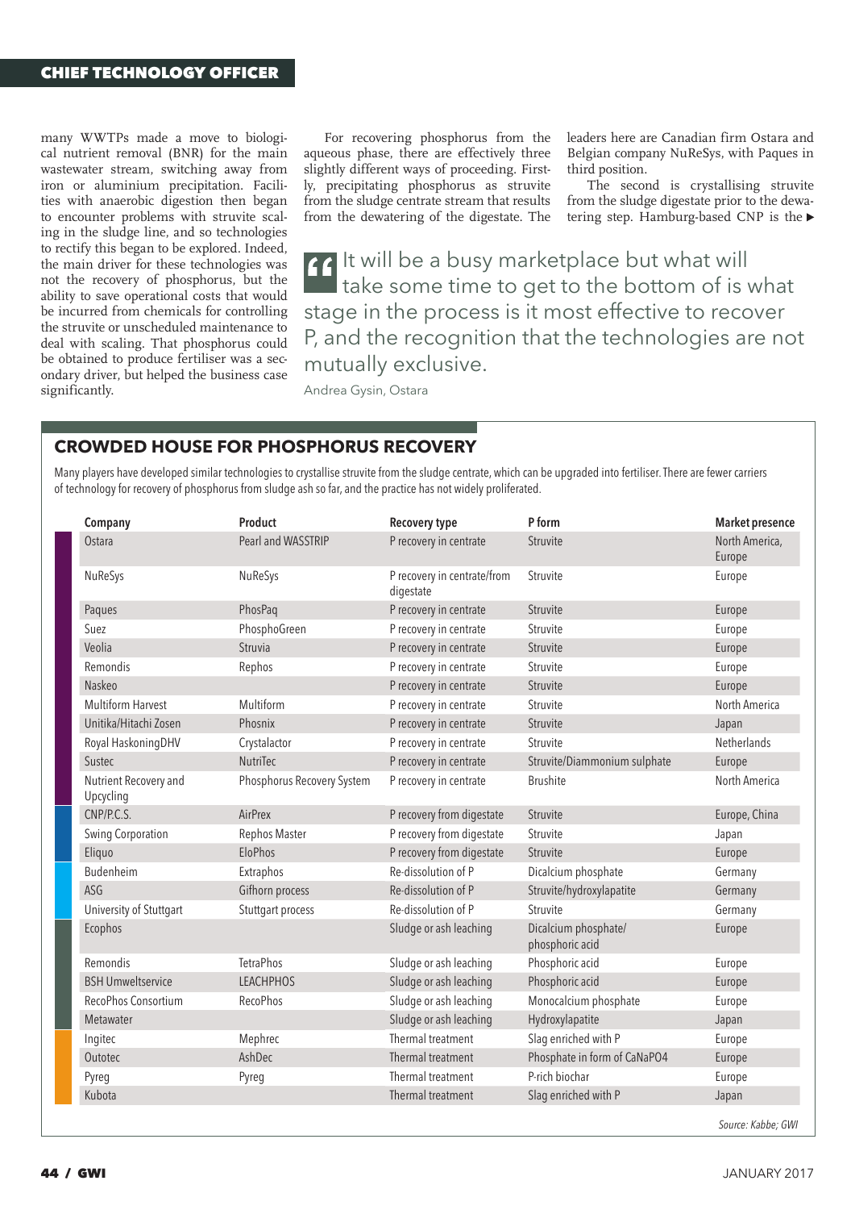many WWTPs made a move to biological nutrient removal (BNR) for the main wastewater stream, switching away from iron or aluminium precipitation. Facilities with anaerobic digestion then began to encounter problems with struvite scaling in the sludge line, and so technologies to rectify this began to be explored. Indeed, the main driver for these technologies was not the recovery of phosphorus, but the ability to save operational costs that would be incurred from chemicals for controlling the struvite or unscheduled maintenance to deal with scaling. That phosphorus could be obtained to produce fertiliser was a secondary driver, but helped the business case significantly.

For recovering phosphorus from the aqueous phase, there are effectively three slightly different ways of proceeding. Firstly, precipitating phosphorus as struvite from the sludge centrate stream that results from the dewatering of the digestate. The leaders here are Canadian firm Ostara and Belgian company NuReSys, with Paques in third position.

The second is crystallising struvite from the sludge digestate prior to the dewatering step. Hamburg-based CNP is the ▶

> It will be a busy marketplace but what will take some time to get to the bottom of is what stage in the process is it most effective to recover P, and the recognition that the technologies are not mutually exclusive.
>
> Andrea Gysin, Ostara

## CROWDED HOUSE FOR PHOSPHORUS RECOVERY

Many players have developed similar technologies to crystallise struvite from the sludge centrate, which can be upgraded into fertiliser. There are fewer carriers of technology for recovery of phosphorus from sludge ash so far, and the practice has not widely proliferated.

| Company | Product | Recovery type | P form | Market presence |
|---|---|---|---|---|
| Ostara | Pearl and WASSTRIP | P recovery in centrate | Struvite | North America, Europe |
| NuReSys | NuReSys | P recovery in centrate/from digestate | Struvite | Europe |
| Paques | PhosPaq | P recovery in centrate | Struvite | Europe |
| Suez | PhosphoGreen | P recovery in centrate | Struvite | Europe |
| Veolia | Struvia | P recovery in centrate | Struvite | Europe |
| Remondis | Rephos | P recovery in centrate | Struvite | Europe |
| Naskeo | | P recovery in centrate | Struvite | Europe |
| Multiform Harvest | Multiform | P recovery in centrate | Struvite | North America |
| Unitika/Hitachi Zosen | Phosnix | P recovery in centrate | Struvite | Japan |
| Royal HaskoningDHV | Crystalactor | P recovery in centrate | Struvite | Netherlands |
| Sustec | NutriTec | P recovery in centrate | Struvite/Diammonium sulphate | Europe |
| Nutrient Recovery and Upcycling | Phosphorus Recovery System | P recovery in centrate | Brushite | North America |
| CNP/P.C.S. | AirPrex | P recovery from digestate | Struvite | Europe, China |
| Swing Corporation | Rephos Master | P recovery from digestate | Struvite | Japan |
| Eliquo | EloPhos | P recovery from digestate | Struvite | Europe |
| Budenheim | Extraphos | Re-dissolution of P | Dicalcium phosphate | Germany |
| ASG | Gifhorn process | Re-dissolution of P | Struvite/hydroxylapatite | Germany |
| University of Stuttgart | Stuttgart process | Re-dissolution of P | Struvite | Germany |
| Ecophos | | Sludge or ash leaching | Dicalcium phosphate/ phosphoric acid | Europe |
| Remondis | TetraPhos | Sludge or ash leaching | Phosphoric acid | Europe |
| BSH Umweltservice | LEACHPHOS | Sludge or ash leaching | Phosphoric acid | Europe |
| RecoPhos Consortium | RecoPhos | Sludge or ash leaching | Monocalcium phosphate | Europe |
| Metawater | | Sludge or ash leaching | Hydroxylapatite | Japan |
| Ingitec | Mephrec | Thermal treatment | Slag enriched with P | Europe |
| Outotec | AshDec | Thermal treatment | Phosphate in form of $CaNaPO_4$ | Europe |
| Pyreg | Pyreg | Thermal treatment | P-rich biochar | Europe |
| Kubota | | Thermal treatment | Slag enriched with P | Japan |

*Source: Kabbe; GWI*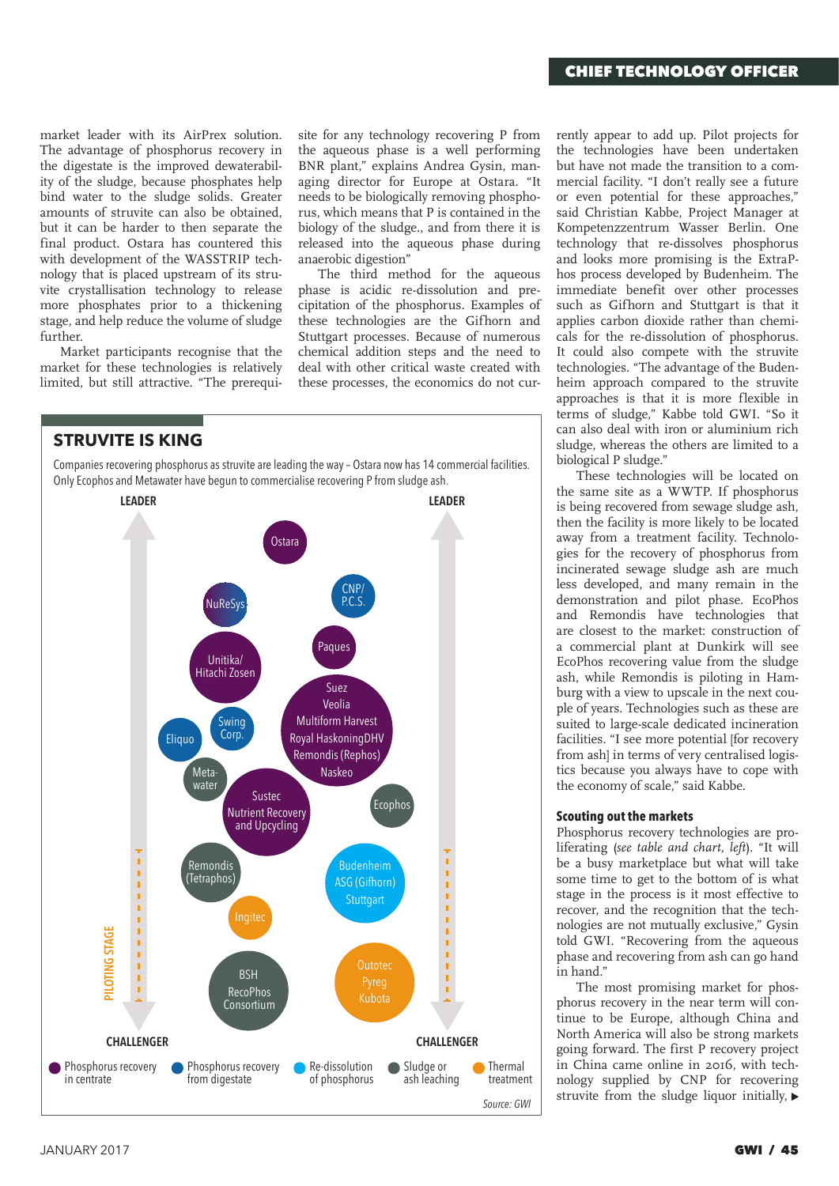market leader with its AirPrex solution. The advantage of phosphorus recovery in the digestate is the improved dewaterability of the sludge, because phosphates help bind water to the sludge solids. Greater amounts of struvite can also be obtained, but it can be harder to then separate the final product. Ostara has countered this with development of the WASSTRIP technology that is placed upstream of its struvite crystallisation technology to release more phosphates prior to a thickening stage, and help reduce the volume of sludge further.

Market participants recognise that the market for these technologies is relatively limited, but still attractive. "The prerequisite for any technology recovering P from the aqueous phase is a well performing BNR plant," explains Andrea Gysin, managing director for Europe at Ostara. "It needs to be biologically removing phosphorus, which means that P is contained in the biology of the sludge., and from there it is released into the aqueous phase during anaerobic digestion"

The third method for the aqueous phase is acidic re-dissolution and precipitation of the phosphorus. Examples of these technologies are the Gifhorn and Stuttgart processes. Because of numerous chemical addition steps and the need to deal with other critical waste created with these processes, the economics do not currently appear to add up. Pilot projects for the technologies have been undertaken but have not made the transition to a commercial facility. "I don't really see a future or even potential for these approaches," said Christian Kabbe, Project Manager at Kompetenzzentrum Wasser Berlin. One technology that re-dissolves phosphorus and looks more promising is the ExtraPhos process developed by Budenheim. The immediate benefit over other processes such as Gifhorn and Stuttgart is that it applies carbon dioxide rather than chemicals for the re-dissolution of phosphorus. It could also compete with the struvite technologies. "The advantage of the Budenheim approach compared to the struvite approaches is that it is more flexible in terms of sludge," Kabbe told GWI. "So it can also deal with iron or aluminium rich sludge, whereas the others are limited to a biological P sludge."

These technologies will be located on the same site as a WWTP. If phosphorus is being recovered from sewage sludge ash, then the facility is more likely to be located away from a treatment facility. Technologies for the recovery of phosphorus from incinerated sewage sludge ash are much less developed, and many remain in the demonstration and pilot phase. EcoPhos and Remondis have technologies that are closest to the market: construction of a commercial plant at Dunkirk will see EcoPhos recovering value from the sludge ash, while Remondis is piloting in Hamburg with a view to upscale in the next couple of years. Technologies such as these are suited to large-scale dedicated incineration facilities. "I see more potential [for recovery from ash] in terms of very centralised logistics because you always have to cope with the economy of scale," said Kabbe.

## STRUVITE IS KING

Companies recovering phosphorus as struvite are leading the way – Ostara now has 14 commercial facilities. Only Ecophos and Metawater have begun to commercialise recovering P from sludge ash.

LEADER (top) → CHALLENGER (bottom); PILOTING STAGE

- Phosphorus recovery in centrate: Ostara, NuReSys, Unitika/Hitachi Zosen, Sustec, Nutrient Recovery and Upcycling; Suez, Veolia, Multiform Harvest, Royal HaskoningDHV, Remondis (Rephos), Naskeo
- Phosphorus recovery from digestate: CNP/P.C.S., Swing Corp., Eliquo
- Re-dissolution of phosphorus: Budenheim, ASG (Gifhorn), Stuttgart
- Sludge or ash leaching: Meta-water, Ecophos, Remondis (Tetraphos), BSH, RecoPhos Consortium
- Thermal treatment: Paques, Ingitec, Outotec, Pyreg, Kubota

Source: GWI

### Scouting out the markets

Phosphorus recovery technologies are proliferating (*see table and chart, left*). "It will be a busy marketplace but what will take some time to get to the bottom of is what stage in the process is it most effective to recover, and the recognition that the technologies are not mutually exclusive," Gysin told GWI. "Recovering from the aqueous phase and recovering from ash can go hand in hand."

The most promising market for phosphorus recovery in the near term will continue to be Europe, although China and North America will also be strong markets going forward. The first P recovery project in China came online in 2016, with technology supplied by CNP for recovering struvite from the sludge liquor initially, ▶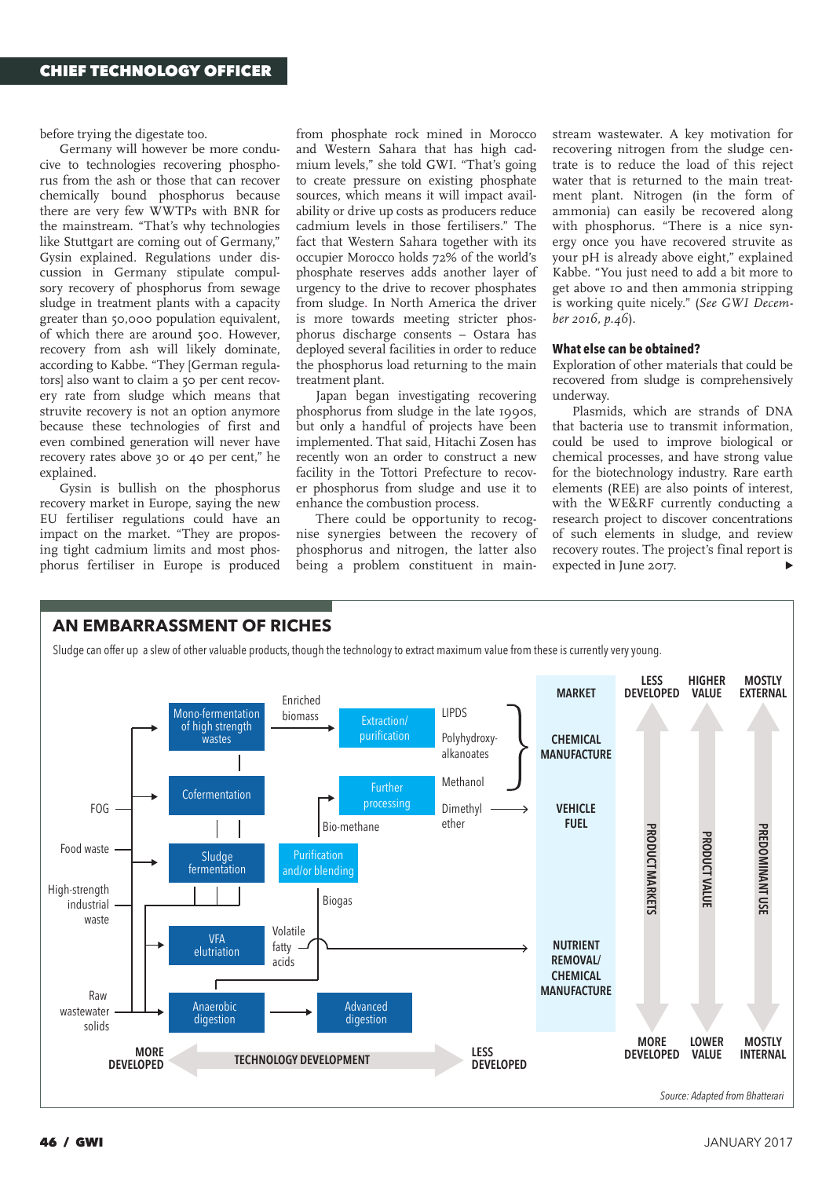before trying the digestate too.

Germany will however be more conducive to technologies recovering phosphorus from the ash or those that can recover chemically bound phosphorus because there are very few WWTPs with BNR for the mainstream. "That's why technologies like Stuttgart are coming out of Germany," Gysin explained. Regulations under discussion in Germany stipulate compulsory recovery of phosphorus from sewage sludge in treatment plants with a capacity greater than 50,000 population equivalent, of which there are around 500. However, recovery from ash will likely dominate, according to Kabbe. "They [German regulators] also want to claim a 50 per cent recovery rate from sludge which means that struvite recovery is not an option anymore because these technologies of first and even combined generation will never have recovery rates above 30 or 40 per cent," he explained.

Gysin is bullish on the phosphorus recovery market in Europe, saying the new EU fertiliser regulations could have an impact on the market. "They are proposing tight cadmium limits and most phosphorus fertiliser in Europe is produced from phosphate rock mined in Morocco and Western Sahara that has high cadmium levels," she told GWI. "That's going to create pressure on existing phosphate sources, which means it will impact availability or drive up costs as producers reduce cadmium levels in those fertilisers." The fact that Western Sahara together with its occupier Morocco holds 72% of the world's phosphate reserves adds another layer of urgency to the drive to recover phosphates from sludge. In North America the driver is more towards meeting stricter phosphorus discharge consents – Ostara has deployed several facilities in order to reduce the phosphorus load returning to the main treatment plant.

Japan began investigating recovering phosphorus from sludge in the late 1990s, but only a handful of projects have been implemented. That said, Hitachi Zosen has recently won an order to construct a new facility in the Tottori Prefecture to recover phosphorus from sludge and use it to enhance the combustion process.

There could be opportunity to recognise synergies between the recovery of phosphorus and nitrogen, the latter also being a problem constituent in mainstream wastewater. A key motivation for recovering nitrogen from the sludge concentrate is to reduce the load of this reject water that is returned to the main treatment plant. Nitrogen (in the form of ammonia) can easily be recovered along with phosphorus. "There is a nice synergy once you have recovered struvite as your pH is already above eight," explained Kabbe. "You just need to add a bit more to get above 10 and then ammonia stripping is working quite nicely." (*See GWI December 2016, p.46*).

### What else can be obtained?

Exploration of other materials that could be recovered from sludge is comprehensively underway.

Plasmids, which are strands of DNA that bacteria use to transmit information, could be used to improve biological or chemical processes, and have strong value for the biotechnology industry. Rare earth elements (REE) are also points of interest, with the WE&RF currently conducting a research project to discover concentrations of such elements in sludge, and review recovery routes. The project's final report is expected in June 2017.

## AN EMBARRASSMENT OF RICHES

Sludge can offer up a slew of other valuable products, though the technology to extract maximum value from these is currently very young.

Inputs: FOG; Food waste; High-strength industrial waste; Raw wastewater solids

Processes: Mono-fermentation of high strength wastes → Enriched biomass → Extraction/purification → LIPDS, Polyhydroxy-alkanoates; Cofermentation; Sludge fermentation; VFA elutriation → Volatile fatty acids; Anaerobic digestion → Advanced digestion; Biogas → Purification and/or blending → Bio-methane → Further processing → Methanol, Dimethyl ether

| MARKET | LESS DEVELOPED | HIGHER VALUE | MOSTLY EXTERNAL |
|---|---|---|---|
| CHEMICAL MANUFACTURE | PRODUCT MARKETS | PRODUCT VALUE | PREDOMINANT USE |
| VEHICLE FUEL | | | |
| NUTRIENT REMOVAL/ CHEMICAL MANUFACTURE | MORE DEVELOPED | LOWER VALUE | MOSTLY INTERNAL |

MORE DEVELOPED ← TECHNOLOGY DEVELOPMENT → LESS DEVELOPED

Source: Adapted from Bhatterari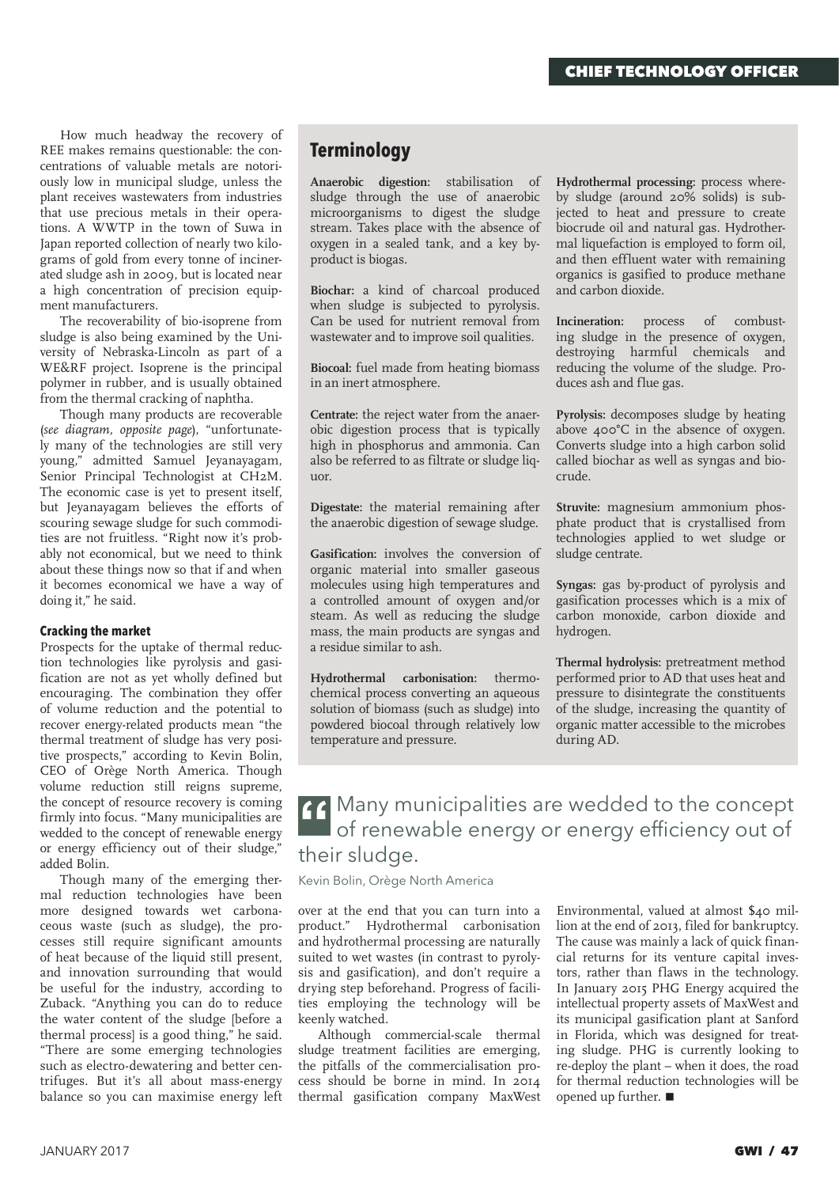How much headway the recovery of REE makes remains questionable: the concentrations of valuable metals are notoriously low in municipal sludge, unless the plant receives wastewaters from industries that use precious metals in their operations. A WWTP in the town of Suwa in Japan reported collection of nearly two kilograms of gold from every tonne of incinerated sludge ash in 2009, but is located near a high concentration of precision equipment manufacturers.

The recoverability of bio-isoprene from sludge is also being examined by the University of Nebraska-Lincoln as part of a WE&RF project. Isoprene is the principal polymer in rubber, and is usually obtained from the thermal cracking of naphtha.

Though many products are recoverable (*see diagram, opposite page*), "unfortunately many of the technologies are still very young," admitted Samuel Jeyanayagam, Senior Principal Technologist at CH2M. The economic case is yet to present itself, but Jeyanayagam believes the efforts of scouring sewage sludge for such commodities are not fruitless. "Right now it's probably not economical, but we need to think about these things now so that if and when it becomes economical we have a way of doing it," he said.

### Cracking the market

Prospects for the uptake of thermal reduction technologies like pyrolysis and gasification are not as yet wholly defined but encouraging. The combination they offer of volume reduction and the potential to recover energy-related products mean "the thermal treatment of sludge has very positive prospects," according to Kevin Bolin, CEO of Orège North America. Though volume reduction still reigns supreme, the concept of resource recovery is coming firmly into focus. "Many municipalities are wedded to the concept of renewable energy or energy efficiency out of their sludge," added Bolin.

Though many of the emerging thermal reduction technologies have been more designed towards wet carbonaceous waste (such as sludge), the processes still require significant amounts of heat because of the liquid still present, and innovation surrounding that would be useful for the industry, according to Zuback. "Anything you can do to reduce the water content of the sludge [before a thermal process] is a good thing," he said. "There are some emerging technologies such as electro-dewatering and better centrifuges. But it's all about mass-energy balance so you can maximise energy left over at the end that you can turn into a product." Hydrothermal carbonisation and hydrothermal processing are naturally suited to wet wastes (in contrast to pyrolysis and gasification), and don't require a drying step beforehand. Progress of facilities employing the technology will be keenly watched.

Although commercial-scale thermal sludge treatment facilities are emerging, the pitfalls of the commercialisation process should be borne in mind. In 2014 thermal gasification company MaxWest Environmental, valued at almost $40 million at the end of 2013, filed for bankruptcy. The cause was mainly a lack of quick financial returns for its venture capital investors, rather than flaws in the technology. In January 2015 PHG Energy acquired the intellectual property assets of MaxWest and its municipal gasification plant at Sanford in Florida, which was designed for treating sludge. PHG is currently looking to re-deploy the plant – when it does, the road for thermal reduction technologies will be opened up further. ■

## Terminology

**Anaerobic digestion:** stabilisation of sludge through the use of anaerobic microorganisms to digest the sludge stream. Takes place with the absence of oxygen in a sealed tank, and a key by-product is biogas.

**Biochar:** a kind of charcoal produced when sludge is subjected to pyrolysis. Can be used for nutrient removal from wastewater and to improve soil qualities.

**Biocoal:** fuel made from heating biomass in an inert atmosphere.

**Centrate:** the reject water from the anaerobic digestion process that is typically high in phosphorus and ammonia. Can also be referred to as filtrate or sludge liquor.

**Digestate:** the material remaining after the anaerobic digestion of sewage sludge.

**Gasification:** involves the conversion of organic material into smaller gaseous molecules using high temperatures and a controlled amount of oxygen and/or steam. As well as reducing the sludge mass, the main products are syngas and a residue similar to ash.

**Hydrothermal carbonisation:** thermochemical process converting an aqueous solution of biomass (such as sludge) into powdered biocoal through relatively low temperature and pressure.

**Hydrothermal processing:** process whereby sludge (around 20% solids) is subjected to heat and pressure to create biocrude oil and natural gas. Hydrothermal liquefaction is employed to form oil, and then effluent water with remaining organics is gasified to produce methane and carbon dioxide.

**Incineration:** process of combusting sludge in the presence of oxygen, destroying harmful chemicals and reducing the volume of the sludge. Produces ash and flue gas.

**Pyrolysis:** decomposes sludge by heating above 400°C in the absence of oxygen. Converts sludge into a high carbon solid called biochar as well as syngas and biocrude.

**Struvite:** magnesium ammonium phosphate product that is crystallised from technologies applied to wet sludge or sludge centrate.

**Syngas:** gas by-product of pyrolysis and gasification processes which is a mix of carbon monoxide, carbon dioxide and hydrogen.

**Thermal hydrolysis:** pretreatment method performed prior to AD that uses heat and pressure to disintegrate the constituents of the sludge, increasing the quantity of organic matter accessible to the microbes during AD.

> "Many municipalities are wedded to the concept of renewable energy or energy efficiency out of their sludge.
>
> Kevin Bolin, Orège North America